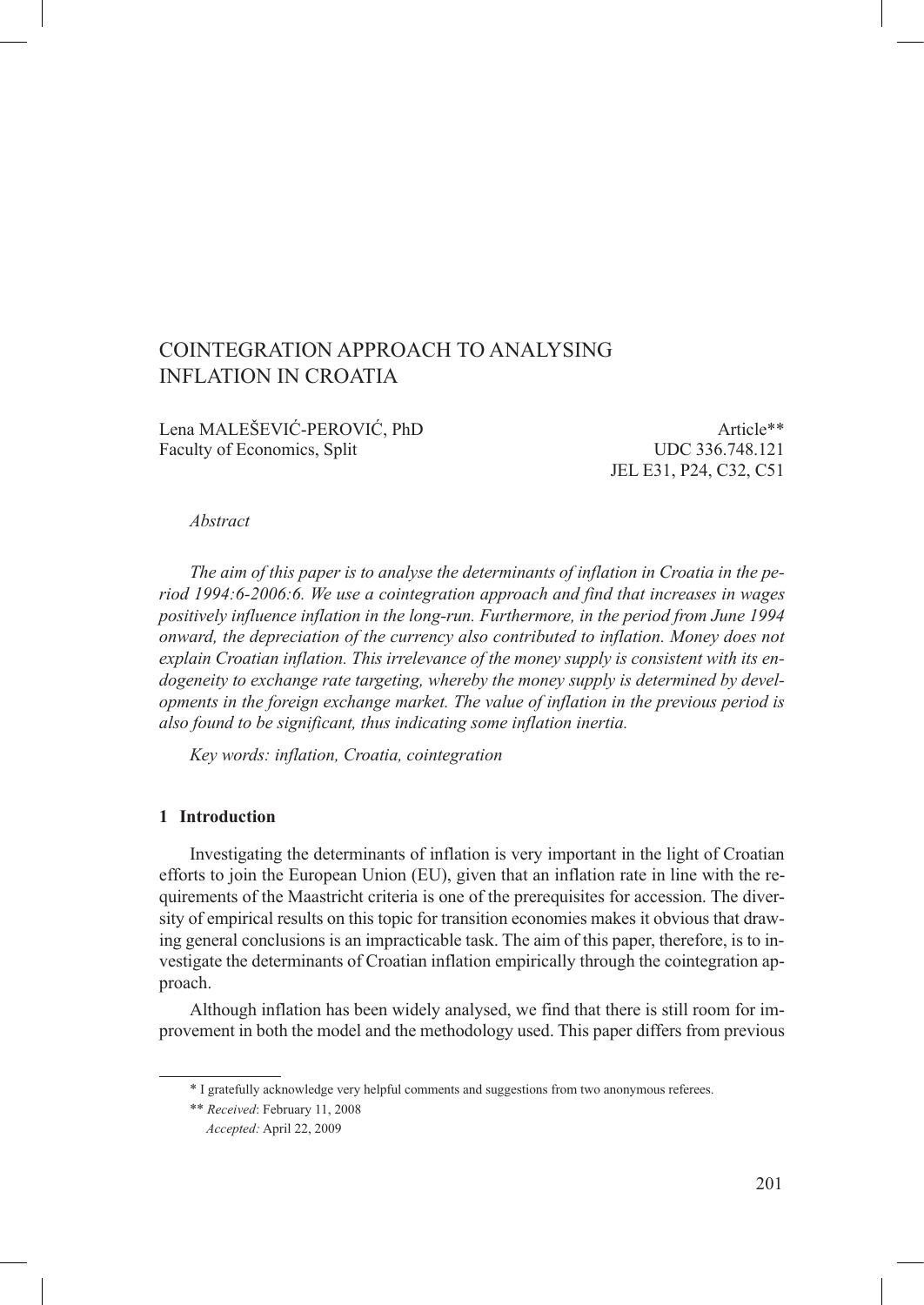# COINTEGRATION APPROACH TO ANALYSING INFLATION IN CROATIA

Lena MALEŠEVIĆ-PEROVIĆ, PhD
Faculty of Economics, Split

Article[**]
UDC 336.748.121
JEL E31, P24, C32, C51

*Abstract*

*The aim of this paper is to analyse the determinants of inflation in Croatia in the period 1994:6-2006:6. We use a cointegration approach and find that increases in wages positively influence inflation in the long-run. Furthermore, in the period from June 1994 onward, the depreciation of the currency also contributed to inflation. Money does not explain Croatian inflation. This irrelevance of the money supply is consistent with its endogeneity to exchange rate targeting, whereby the money supply is determined by developments in the foreign exchange market. The value of inflation in the previous period is also found to be significant, thus indicating some inflation inertia.*

*Key words: inflation, Croatia, cointegration*

## 1 Introduction

Investigating the determinants of inflation is very important in the light of Croatian efforts to join the European Union (EU), given that an inflation rate in line with the requirements of the Maastricht criteria is one of the prerequisites for accession. The diversity of empirical results on this topic for transition economies makes it obvious that drawing general conclusions is an impracticable task. The aim of this paper, therefore, is to investigate the determinants of Croatian inflation empirically through the cointegration approach.

Although inflation has been widely analysed, we find that there is still room for improvement in both the model and the methodology used. This paper differs from previous

---

[*] I gratefully acknowledge very helpful comments and suggestions from two anonymous referees.

[**] *Received*: February 11, 2008
*Accepted:* April 22, 2009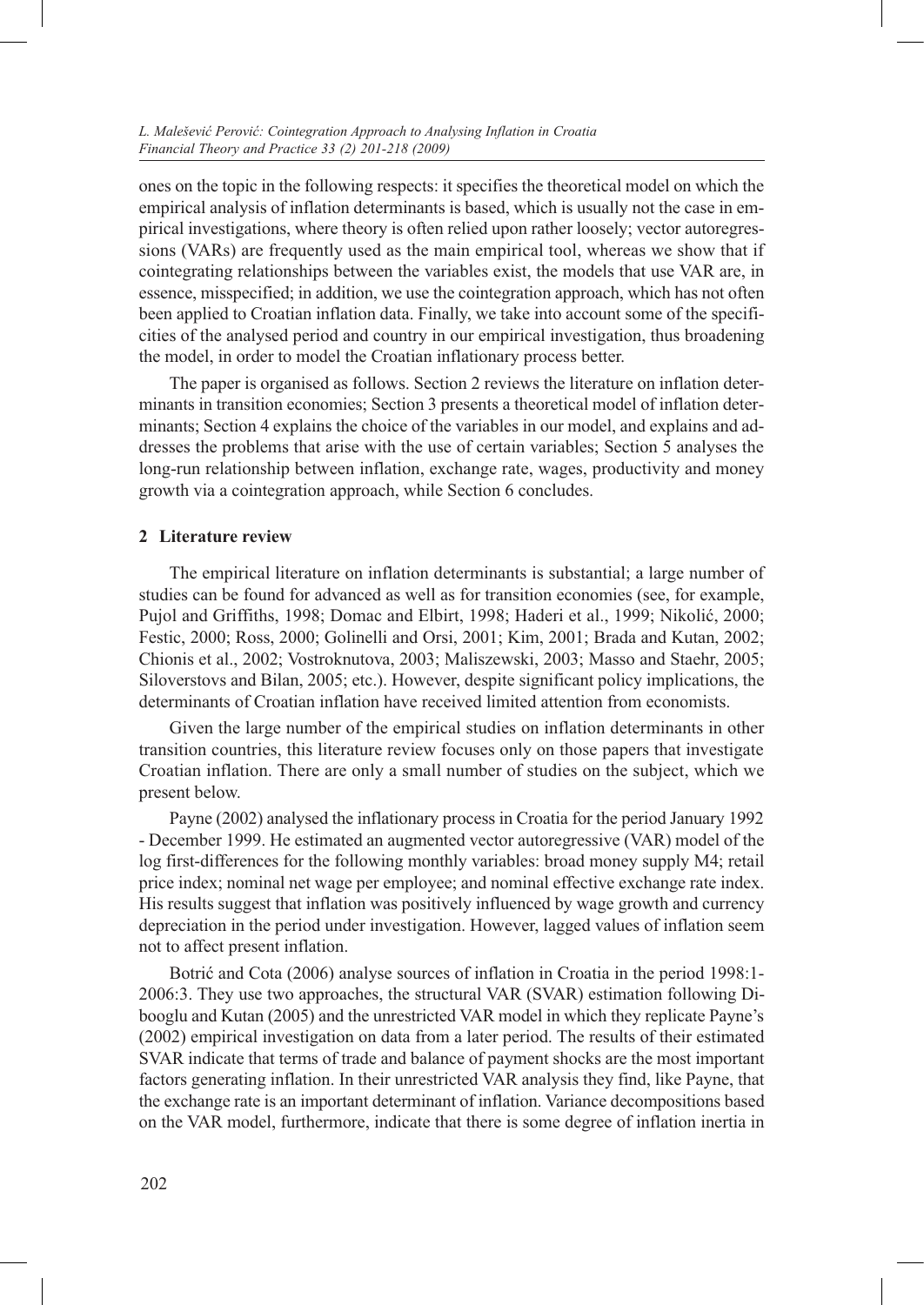ones on the topic in the following respects: it specifies the theoretical model on which the empirical analysis of inflation determinants is based, which is usually not the case in empirical investigations, where theory is often relied upon rather loosely; vector autoregressions (VARs) are frequently used as the main empirical tool, whereas we show that if cointegrating relationships between the variables exist, the models that use VAR are, in essence, misspecified; in addition, we use the cointegration approach, which has not often been applied to Croatian inflation data. Finally, we take into account some of the specificities of the analysed period and country in our empirical investigation, thus broadening the model, in order to model the Croatian inflationary process better.

The paper is organised as follows. Section 2 reviews the literature on inflation determinants in transition economies; Section 3 presents a theoretical model of inflation determinants; Section 4 explains the choice of the variables in our model, and explains and addresses the problems that arise with the use of certain variables; Section 5 analyses the long-run relationship between inflation, exchange rate, wages, productivity and money growth via a cointegration approach, while Section 6 concludes.

## 2 Literature review

The empirical literature on inflation determinants is substantial; a large number of studies can be found for advanced as well as for transition economies (see, for example, Pujol and Griffiths, 1998; Domac and Elbirt, 1998; Haderi et al., 1999; Nikolić, 2000; Festic, 2000; Ross, 2000; Golinelli and Orsi, 2001; Kim, 2001; Brada and Kutan, 2002; Chionis et al., 2002; Vostroknutova, 2003; Maliszewski, 2003; Masso and Staehr, 2005; Siloverstovs and Bilan, 2005; etc.). However, despite significant policy implications, the determinants of Croatian inflation have received limited attention from economists.

Given the large number of the empirical studies on inflation determinants in other transition countries, this literature review focuses only on those papers that investigate Croatian inflation. There are only a small number of studies on the subject, which we present below.

Payne (2002) analysed the inflationary process in Croatia for the period January 1992 - December 1999. He estimated an augmented vector autoregressive (VAR) model of the log first-differences for the following monthly variables: broad money supply M4; retail price index; nominal net wage per employee; and nominal effective exchange rate index. His results suggest that inflation was positively influenced by wage growth and currency depreciation in the period under investigation. However, lagged values of inflation seem not to affect present inflation.

Botrić and Cota (2006) analyse sources of inflation in Croatia in the period 1998:1-2006:3. They use two approaches, the structural VAR (SVAR) estimation following Dibooglu and Kutan (2005) and the unrestricted VAR model in which they replicate Payne's (2002) empirical investigation on data from a later period. The results of their estimated SVAR indicate that terms of trade and balance of payment shocks are the most important factors generating inflation. In their unrestricted VAR analysis they find, like Payne, that the exchange rate is an important determinant of inflation. Variance decompositions based on the VAR model, furthermore, indicate that there is some degree of inflation inertia in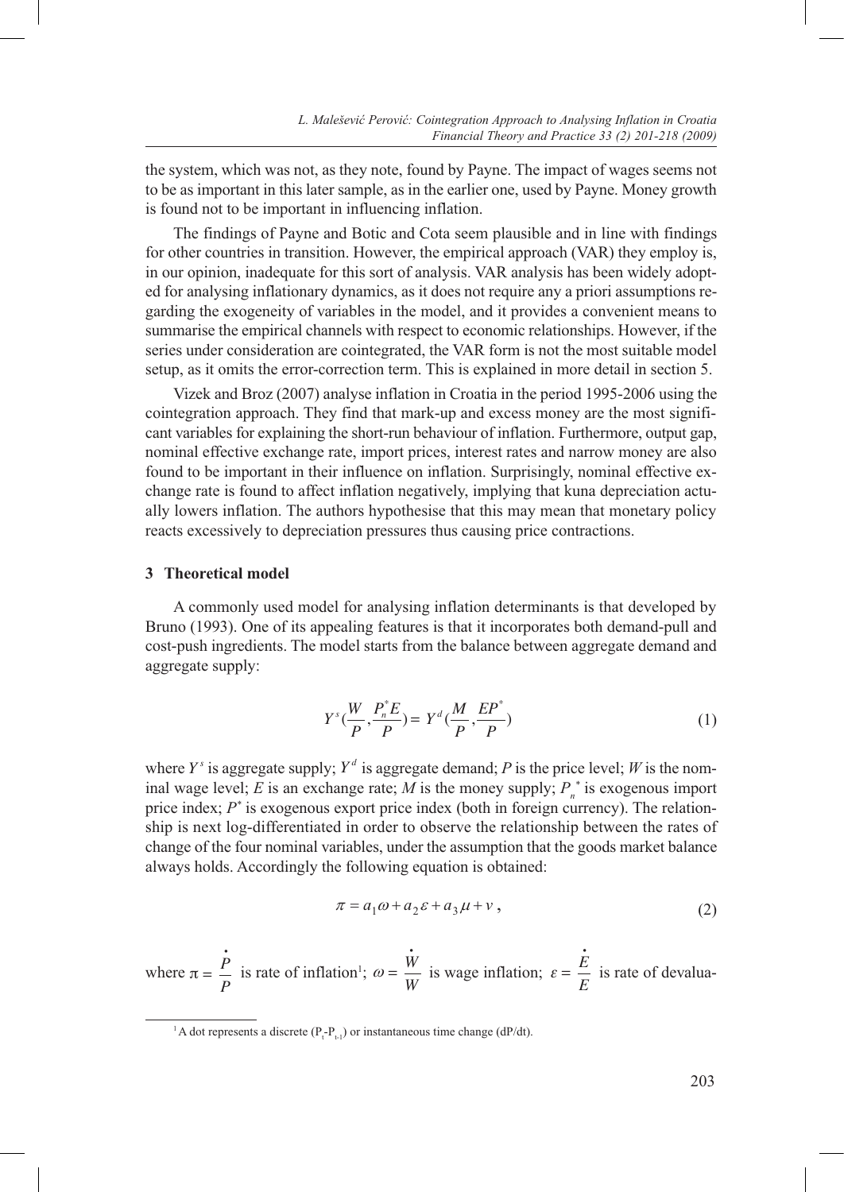the system, which was not, as they note, found by Payne. The impact of wages seems not to be as important in this later sample, as in the earlier one, used by Payne. Money growth is found not to be important in influencing inflation.

The findings of Payne and Botic and Cota seem plausible and in line with findings for other countries in transition. However, the empirical approach (VAR) they employ is, in our opinion, inadequate for this sort of analysis. VAR analysis has been widely adopted for analysing inflationary dynamics, as it does not require any a priori assumptions regarding the exogeneity of variables in the model, and it provides a convenient means to summarise the empirical channels with respect to economic relationships. However, if the series under consideration are cointegrated, the VAR form is not the most suitable model setup, as it omits the error-correction term. This is explained in more detail in section 5.

Vizek and Broz (2007) analyse inflation in Croatia in the period 1995-2006 using the cointegration approach. They find that mark-up and excess money are the most significant variables for explaining the short-run behaviour of inflation. Furthermore, output gap, nominal effective exchange rate, import prices, interest rates and narrow money are also found to be important in their influence on inflation. Surprisingly, nominal effective exchange rate is found to affect inflation negatively, implying that kuna depreciation actually lowers inflation. The authors hypothesise that this may mean that monetary policy reacts excessively to depreciation pressures thus causing price contractions.

## 3 Theoretical model

A commonly used model for analysing inflation determinants is that developed by Bruno (1993). One of its appealing features is that it incorporates both demand-pull and cost-push ingredients. The model starts from the balance between aggregate demand and aggregate supply:

$$Y^s\left(\frac{W}{P}, \frac{P_n^* E}{P}\right) = Y^d\left(\frac{M}{P}, \frac{EP^*}{P}\right) \tag{1}$$

where $Y^s$ is aggregate supply; $Y^d$ is aggregate demand; $P$ is the price level; $W$ is the nominal wage level; $E$ is an exchange rate; $M$ is the money supply; $P_n^*$ is exogenous import price index; $P^*$ is exogenous export price index (both in foreign currency). The relationship is next log-differentiated in order to observe the relationship between the rates of change of the four nominal variables, under the assumption that the goods market balance always holds. Accordingly the following equation is obtained:

$$\pi = a_1\omega + a_2\varepsilon + a_3\mu + v\,, \tag{2}$$

where $\pi = \frac{\dot{P}}{P}$ is rate of inflation[1]; $\omega = \frac{\dot{W}}{W}$ is wage inflation; $\varepsilon = \frac{\dot{E}}{E}$ is rate of devalua-

[1] A dot represents a discrete ($P_t$-$P_{t-1}$) or instantaneous time change (dP/dt).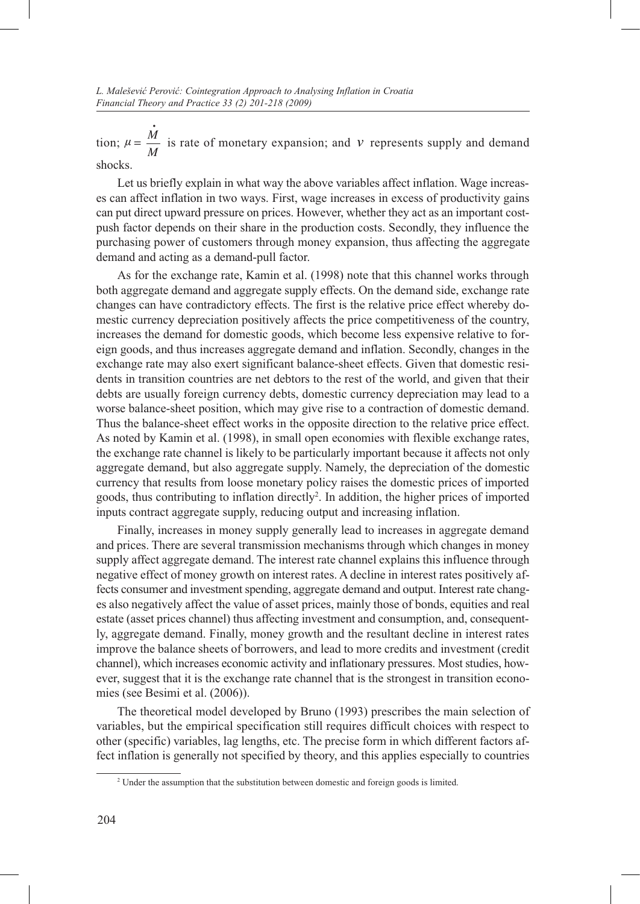tion; $\mu = \frac{\dot{M}}{M}$ is rate of monetary expansion; and $v$ represents supply and demand shocks.

Let us briefly explain in what way the above variables affect inflation. Wage increases can affect inflation in two ways. First, wage increases in excess of productivity gains can put direct upward pressure on prices. However, whether they act as an important cost-push factor depends on their share in the production costs. Secondly, they influence the purchasing power of customers through money expansion, thus affecting the aggregate demand and acting as a demand-pull factor.

As for the exchange rate, Kamin et al. (1998) note that this channel works through both aggregate demand and aggregate supply effects. On the demand side, exchange rate changes can have contradictory effects. The first is the relative price effect whereby domestic currency depreciation positively affects the price competitiveness of the country, increases the demand for domestic goods, which become less expensive relative to foreign goods, and thus increases aggregate demand and inflation. Secondly, changes in the exchange rate may also exert significant balance-sheet effects. Given that domestic residents in transition countries are net debtors to the rest of the world, and given that their debts are usually foreign currency debts, domestic currency depreciation may lead to a worse balance-sheet position, which may give rise to a contraction of domestic demand. Thus the balance-sheet effect works in the opposite direction to the relative price effect. As noted by Kamin et al. (1998), in small open economies with flexible exchange rates, the exchange rate channel is likely to be particularly important because it affects not only aggregate demand, but also aggregate supply. Namely, the depreciation of the domestic currency that results from loose monetary policy raises the domestic prices of imported goods, thus contributing to inflation directly[2]. In addition, the higher prices of imported inputs contract aggregate supply, reducing output and increasing inflation.

Finally, increases in money supply generally lead to increases in aggregate demand and prices. There are several transmission mechanisms through which changes in money supply affect aggregate demand. The interest rate channel explains this influence through negative effect of money growth on interest rates. A decline in interest rates positively affects consumer and investment spending, aggregate demand and output. Interest rate changes also negatively affect the value of asset prices, mainly those of bonds, equities and real estate (asset prices channel) thus affecting investment and consumption, and, consequently, aggregate demand. Finally, money growth and the resultant decline in interest rates improve the balance sheets of borrowers, and lead to more credits and investment (credit channel), which increases economic activity and inflationary pressures. Most studies, however, suggest that it is the exchange rate channel that is the strongest in transition economies (see Besimi et al. (2006)).

The theoretical model developed by Bruno (1993) prescribes the main selection of variables, but the empirical specification still requires difficult choices with respect to other (specific) variables, lag lengths, etc. The precise form in which different factors affect inflation is generally not specified by theory, and this applies especially to countries

[2] Under the assumption that the substitution between domestic and foreign goods is limited.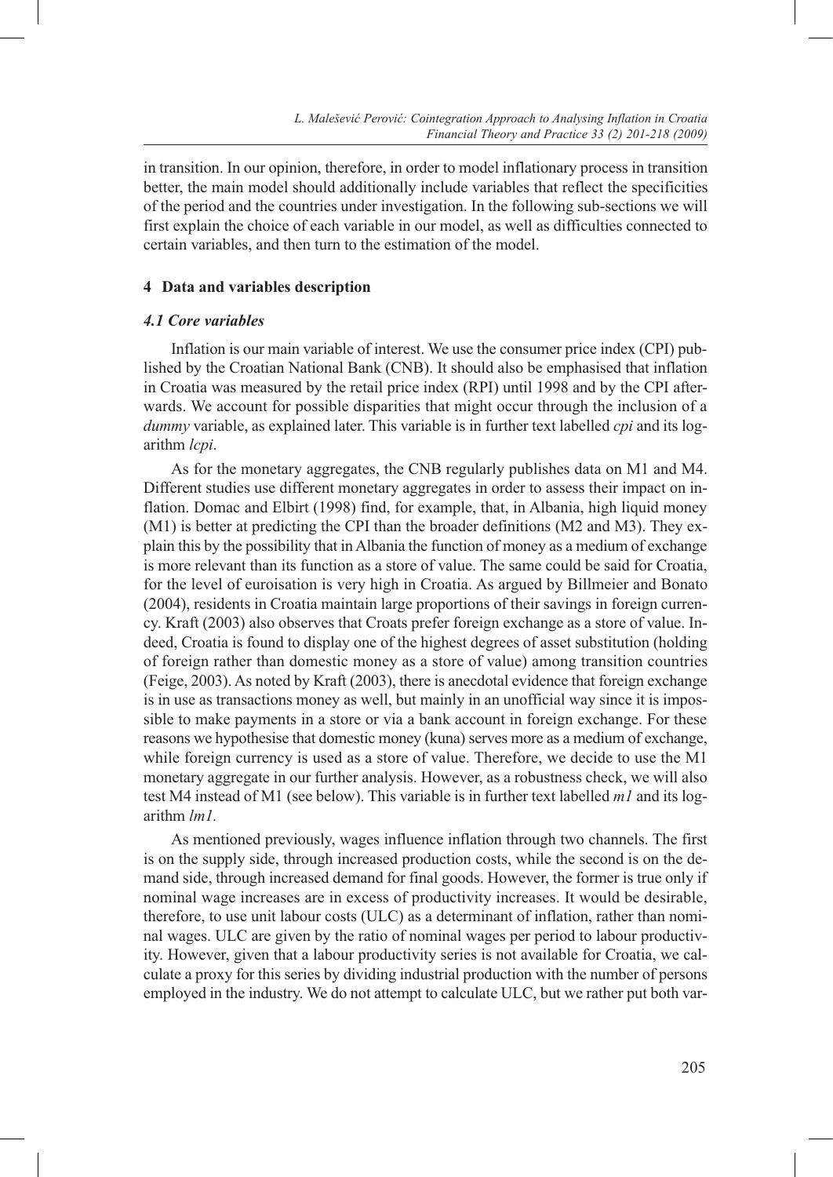in transition. In our opinion, therefore, in order to model inflationary process in transition better, the main model should additionally include variables that reflect the specificities of the period and the countries under investigation. In the following sub-sections we will first explain the choice of each variable in our model, as well as difficulties connected to certain variables, and then turn to the estimation of the model.

## 4 Data and variables description

### *4.1 Core variables*

Inflation is our main variable of interest. We use the consumer price index (CPI) published by the Croatian National Bank (CNB). It should also be emphasised that inflation in Croatia was measured by the retail price index (RPI) until 1998 and by the CPI afterwards. We account for possible disparities that might occur through the inclusion of a *dummy* variable, as explained later. This variable is in further text labelled *cpi* and its logarithm *lcpi*.

As for the monetary aggregates, the CNB regularly publishes data on M1 and M4. Different studies use different monetary aggregates in order to assess their impact on inflation. Domac and Elbirt (1998) find, for example, that, in Albania, high liquid money (M1) is better at predicting the CPI than the broader definitions (M2 and M3). They explain this by the possibility that in Albania the function of money as a medium of exchange is more relevant than its function as a store of value. The same could be said for Croatia, for the level of euroisation is very high in Croatia. As argued by Billmeier and Bonato (2004), residents in Croatia maintain large proportions of their savings in foreign currency. Kraft (2003) also observes that Croats prefer foreign exchange as a store of value. Indeed, Croatia is found to display one of the highest degrees of asset substitution (holding of foreign rather than domestic money as a store of value) among transition countries (Feige, 2003). As noted by Kraft (2003), there is anecdotal evidence that foreign exchange is in use as transactions money as well, but mainly in an unofficial way since it is impossible to make payments in a store or via a bank account in foreign exchange. For these reasons we hypothesise that domestic money (kuna) serves more as a medium of exchange, while foreign currency is used as a store of value. Therefore, we decide to use the M1 monetary aggregate in our further analysis. However, as a robustness check, we will also test M4 instead of M1 (see below). This variable is in further text labelled *m1* and its logarithm *lm1*.

As mentioned previously, wages influence inflation through two channels. The first is on the supply side, through increased production costs, while the second is on the demand side, through increased demand for final goods. However, the former is true only if nominal wage increases are in excess of productivity increases. It would be desirable, therefore, to use unit labour costs (ULC) as a determinant of inflation, rather than nominal wages. ULC are given by the ratio of nominal wages per period to labour productivity. However, given that a labour productivity series is not available for Croatia, we calculate a proxy for this series by dividing industrial production with the number of persons employed in the industry. We do not attempt to calculate ULC, but we rather put both var-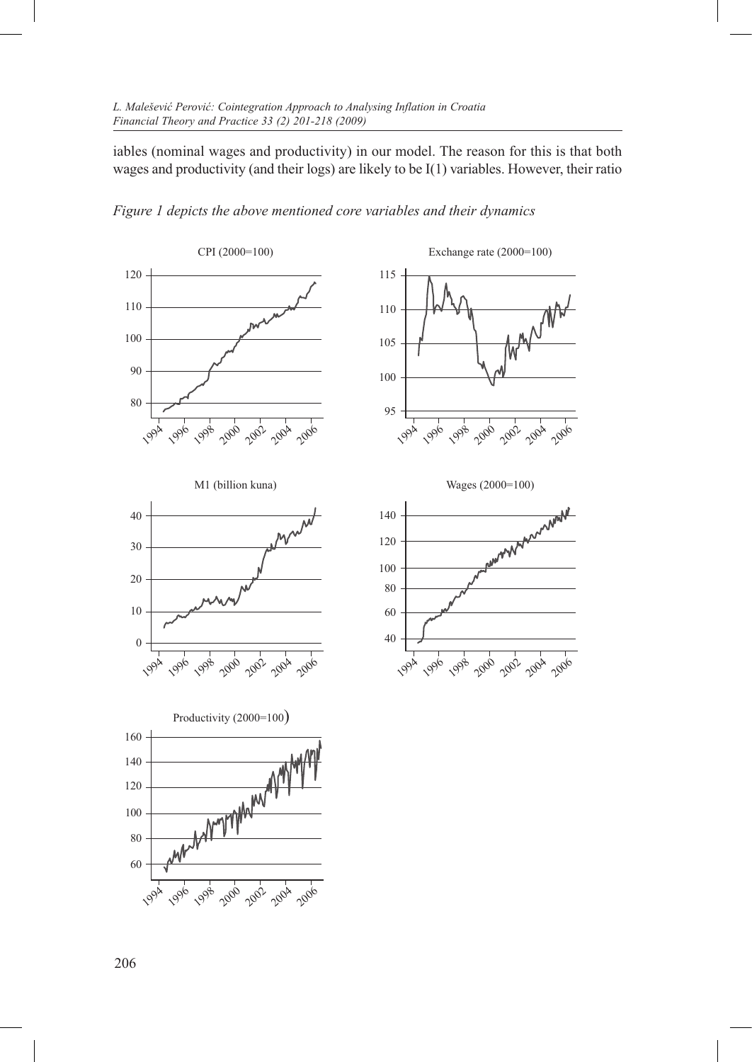iables (nominal wages and productivity) in our model. The reason for this is that both wages and productivity (and their logs) are likely to be I(1) variables. However, their ratio

*Figure 1 depicts the above mentioned core variables and their dynamics*

CPI (2000=100)

Exchange rate (2000=100)

M1 (billion kuna)

Wages (2000=100)

Productivity (2000=100)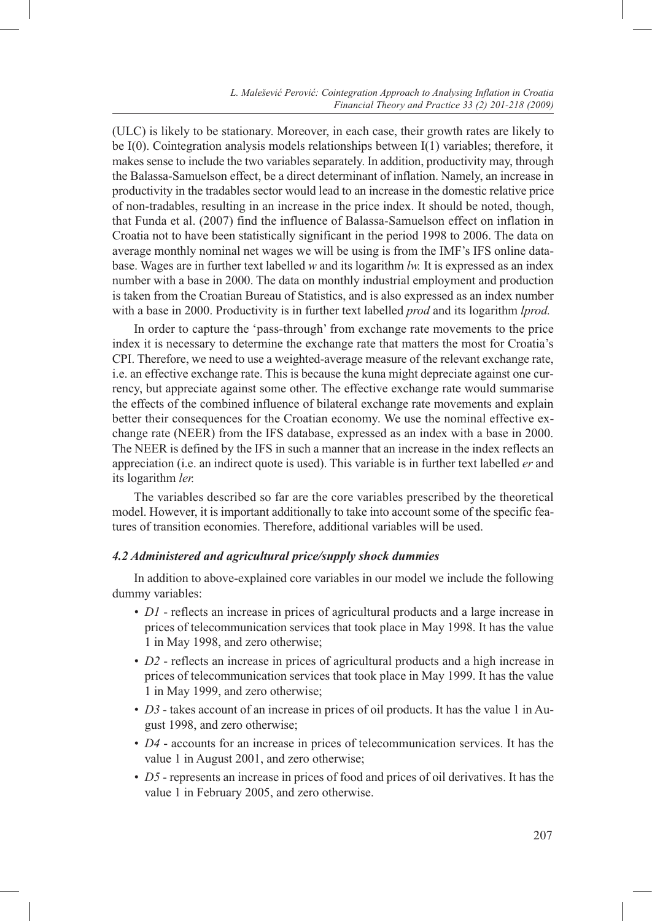(ULC) is likely to be stationary. Moreover, in each case, their growth rates are likely to be I(0). Cointegration analysis models relationships between I(1) variables; therefore, it makes sense to include the two variables separately. In addition, productivity may, through the Balassa-Samuelson effect, be a direct determinant of inflation. Namely, an increase in productivity in the tradables sector would lead to an increase in the domestic relative price of non-tradables, resulting in an increase in the price index. It should be noted, though, that Funda et al. (2007) find the influence of Balassa-Samuelson effect on inflation in Croatia not to have been statistically significant in the period 1998 to 2006. The data on average monthly nominal net wages we will be using is from the IMF's IFS online database. Wages are in further text labelled *w* and its logarithm *lw.* It is expressed as an index number with a base in 2000. The data on monthly industrial employment and production is taken from the Croatian Bureau of Statistics, and is also expressed as an index number with a base in 2000. Productivity is in further text labelled *prod* and its logarithm *lprod.*

In order to capture the 'pass-through' from exchange rate movements to the price index it is necessary to determine the exchange rate that matters the most for Croatia's CPI. Therefore, we need to use a weighted-average measure of the relevant exchange rate, i.e. an effective exchange rate. This is because the kuna might depreciate against one currency, but appreciate against some other. The effective exchange rate would summarise the effects of the combined influence of bilateral exchange rate movements and explain better their consequences for the Croatian economy. We use the nominal effective exchange rate (NEER) from the IFS database, expressed as an index with a base in 2000. The NEER is defined by the IFS in such a manner that an increase in the index reflects an appreciation (i.e. an indirect quote is used). This variable is in further text labelled *er* and its logarithm *ler.*

The variables described so far are the core variables prescribed by the theoretical model. However, it is important additionally to take into account some of the specific features of transition economies. Therefore, additional variables will be used.

### *4.2 Administered and agricultural price/supply shock dummies*

In addition to above-explained core variables in our model we include the following dummy variables:

- *D1* - reflects an increase in prices of agricultural products and a large increase in prices of telecommunication services that took place in May 1998. It has the value 1 in May 1998, and zero otherwise;
- *D2* - reflects an increase in prices of agricultural products and a high increase in prices of telecommunication services that took place in May 1999. It has the value 1 in May 1999, and zero otherwise;
- *D3* - takes account of an increase in prices of oil products. It has the value 1 in August 1998, and zero otherwise;
- *D4* - accounts for an increase in prices of telecommunication services. It has the value 1 in August 2001, and zero otherwise;
- *D5* - represents an increase in prices of food and prices of oil derivatives. It has the value 1 in February 2005, and zero otherwise.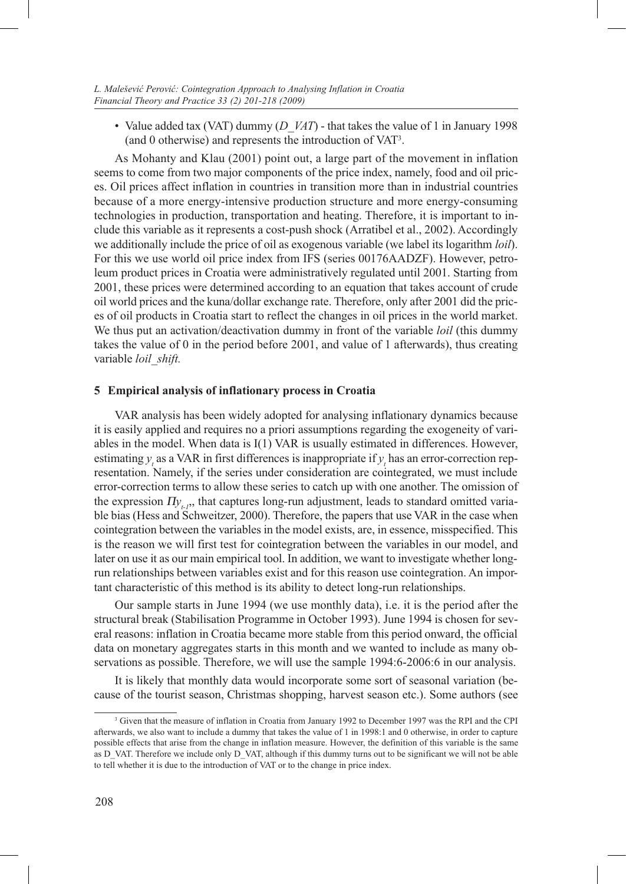- Value added tax (VAT) dummy (*D_VAT*) - that takes the value of 1 in January 1998 (and 0 otherwise) and represents the introduction of VAT[3].

As Mohanty and Klau (2001) point out, a large part of the movement in inflation seems to come from two major components of the price index, namely, food and oil prices. Oil prices affect inflation in countries in transition more than in industrial countries because of a more energy-intensive production structure and more energy-consuming technologies in production, transportation and heating. Therefore, it is important to include this variable as it represents a cost-push shock (Arratibel et al., 2002). Accordingly we additionally include the price of oil as exogenous variable (we label its logarithm *loil*). For this we use world oil price index from IFS (series 00176AADZF). However, petroleum product prices in Croatia were administratively regulated until 2001. Starting from 2001, these prices were determined according to an equation that takes account of crude oil world prices and the kuna/dollar exchange rate. Therefore, only after 2001 did the prices of oil products in Croatia start to reflect the changes in oil prices in the world market. We thus put an activation/deactivation dummy in front of the variable *loil* (this dummy takes the value of 0 in the period before 2001, and value of 1 afterwards), thus creating variable *loil_shift.*

## 5 Empirical analysis of inflationary process in Croatia

VAR analysis has been widely adopted for analysing inflationary dynamics because it is easily applied and requires no a priori assumptions regarding the exogeneity of variables in the model. When data is I(1) VAR is usually estimated in differences. However, estimating $y_t$ as a VAR in first differences is inappropriate if $y_t$ has an error-correction representation. Namely, if the series under consideration are cointegrated, we must include error-correction terms to allow these series to catch up with one another. The omission of the expression $\Pi y_{t-1}$, that captures long-run adjustment, leads to standard omitted variable bias (Hess and Schweitzer, 2000). Therefore, the papers that use VAR in the case when cointegration between the variables in the model exists, are, in essence, misspecified. This is the reason we will first test for cointegration between the variables in our model, and later on use it as our main empirical tool. In addition, we want to investigate whether long-run relationships between variables exist and for this reason use cointegration. An important characteristic of this method is its ability to detect long-run relationships.

Our sample starts in June 1994 (we use monthly data), i.e. it is the period after the structural break (Stabilisation Programme in October 1993). June 1994 is chosen for several reasons: inflation in Croatia became more stable from this period onward, the official data on monetary aggregates starts in this month and we wanted to include as many observations as possible. Therefore, we will use the sample 1994:6-2006:6 in our analysis.

It is likely that monthly data would incorporate some sort of seasonal variation (because of the tourist season, Christmas shopping, harvest season etc.). Some authors (see

[3] Given that the measure of inflation in Croatia from January 1992 to December 1997 was the RPI and the CPI afterwards, we also want to include a dummy that takes the value of 1 in 1998:1 and 0 otherwise, in order to capture possible effects that arise from the change in inflation measure. However, the definition of this variable is the same as D_VAT. Therefore we include only D_VAT, although if this dummy turns out to be significant we will not be able to tell whether it is due to the introduction of VAT or to the change in price index.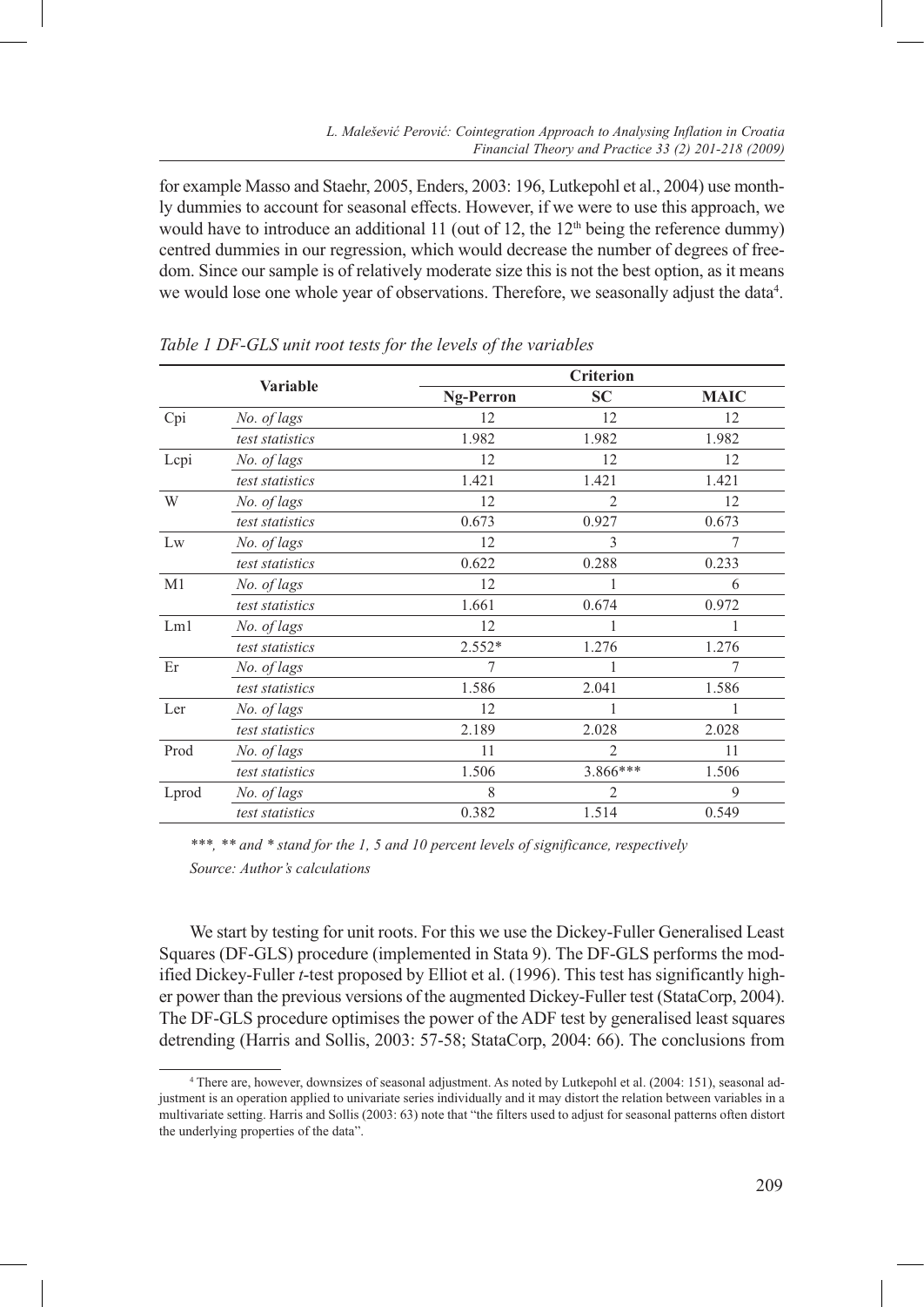for example Masso and Staehr, 2005, Enders, 2003: 196, Lutkepohl et al., 2004) use monthly dummies to account for seasonal effects. However, if we were to use this approach, we would have to introduce an additional 11 (out of 12, the 12th being the reference dummy) centred dummies in our regression, which would decrease the number of degrees of freedom. Since our sample is of relatively moderate size this is not the best option, as it means we would lose one whole year of observations. Therefore, we seasonally adjust the data[4].

*Table 1 DF-GLS unit root tests for the levels of the variables*

| Variable | | Criterion | | |
|---|---|---|---|---|
| | | **Ng-Perron** | **SC** | **MAIC** |
| Cpi | *No. of lags* | 12 | 12 | 12 |
| | *test statistics* | 1.982 | 1.982 | 1.982 |
| Lcpi | *No. of lags* | 12 | 12 | 12 |
| | *test statistics* | 1.421 | 1.421 | 1.421 |
| W | *No. of lags* | 12 | 2 | 12 |
| | *test statistics* | 0.673 | 0.927 | 0.673 |
| Lw | *No. of lags* | 12 | 3 | 7 |
| | *test statistics* | 0.622 | 0.288 | 0.233 |
| M1 | *No. of lags* | 12 | 1 | 6 |
| | *test statistics* | 1.661 | 0.674 | 0.972 |
| Lm1 | *No. of lags* | 12 | 1 | 1 |
| | *test statistics* | 2.552* | 1.276 | 1.276 |
| Er | *No. of lags* | 7 | 1 | 7 |
| | *test statistics* | 1.586 | 2.041 | 1.586 |
| Ler | *No. of lags* | 12 | 1 | 1 |
| | *test statistics* | 2.189 | 2.028 | 2.028 |
| Prod | *No. of lags* | 11 | 2 | 11 |
| | *test statistics* | 1.506 | 3.866*** | 1.506 |
| Lprod | *No. of lags* | 8 | 2 | 9 |
| | *test statistics* | 0.382 | 1.514 | 0.549 |

*\*\*\*, \*\* and \* stand for the 1, 5 and 10 percent levels of significance, respectively*

*Source: Author's calculations*

We start by testing for unit roots. For this we use the Dickey-Fuller Generalised Least Squares (DF-GLS) procedure (implemented in Stata 9). The DF-GLS performs the modified Dickey-Fuller *t*-test proposed by Elliot et al. (1996). This test has significantly higher power than the previous versions of the augmented Dickey-Fuller test (StataCorp, 2004). The DF-GLS procedure optimises the power of the ADF test by generalised least squares detrending (Harris and Sollis, 2003: 57-58; StataCorp, 2004: 66). The conclusions from

[4] There are, however, downsizes of seasonal adjustment. As noted by Lutkepohl et al. (2004: 151), seasonal adjustment is an operation applied to univariate series individually and it may distort the relation between variables in a multivariate setting. Harris and Sollis (2003: 63) note that "the filters used to adjust for seasonal patterns often distort the underlying properties of the data".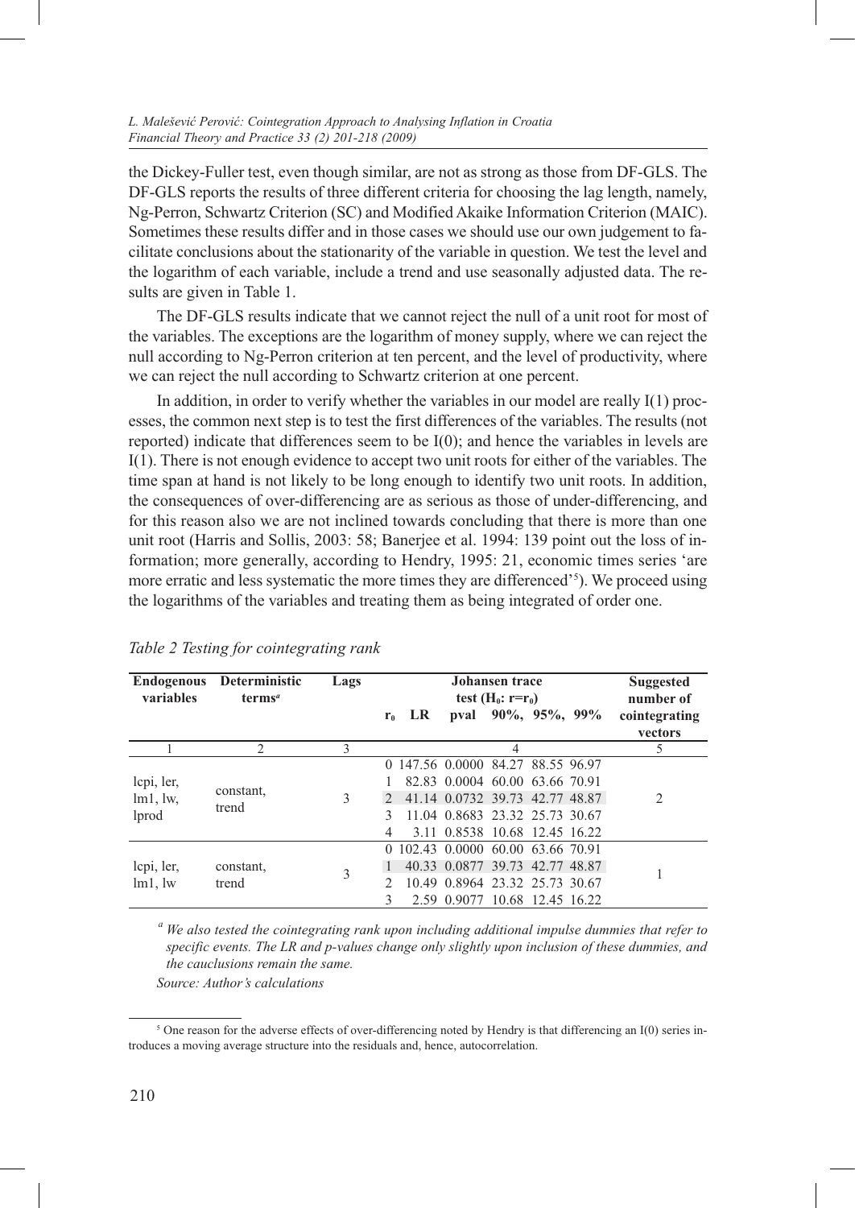the Dickey-Fuller test, even though similar, are not as strong as those from DF-GLS. The DF-GLS reports the results of three different criteria for choosing the lag length, namely, Ng-Perron, Schwartz Criterion (SC) and Modified Akaike Information Criterion (MAIC). Sometimes these results differ and in those cases we should use our own judgement to facilitate conclusions about the stationarity of the variable in question. We test the level and the logarithm of each variable, include a trend and use seasonally adjusted data. The results are given in Table 1.

The DF-GLS results indicate that we cannot reject the null of a unit root for most of the variables. The exceptions are the logarithm of money supply, where we can reject the null according to Ng-Perron criterion at ten percent, and the level of productivity, where we can reject the null according to Schwartz criterion at one percent.

In addition, in order to verify whether the variables in our model are really I(1) processes, the common next step is to test the first differences of the variables. The results (not reported) indicate that differences seem to be I(0); and hence the variables in levels are I(1). There is not enough evidence to accept two unit roots for either of the variables. The time span at hand is not likely to be long enough to identify two unit roots. In addition, the consequences of over-differencing are as serious as those of under-differencing, and for this reason also we are not inclined towards concluding that there is more than one unit root (Harris and Sollis, 2003: 58; Banerjee et al. 1994: 139 point out the loss of information; more generally, according to Hendry, 1995: 21, economic times series 'are more erratic and less systematic the more times they are differenced'[5]). We proceed using the logarithms of the variables and treating them as being integrated of order one.

*Table 2 Testing for cointegrating rank*

| Endogenous variables | Deterministic terms[a] | Lags | Johansen trace test ($H_0$: $r=r_0$) | | | | | | Suggested number of cointegrating vectors |
|---|---|---|---|---|---|---|---|---|---|
| | | | $r_0$ | LR | pval | 90%, | 95%, | 99% | |
| 1 | 2 | 3 | 4 | | | | | | 5 |
| lcpi, ler, lm1, lw, lprod | constant, trend | 3 | 0 | 147.56 | 0.0000 | 84.27 | 88.55 | 96.97 | 2 |
| | | | 1 | 82.83 | 0.0004 | 60.00 | 63.66 | 70.91 | |
| | | | 2 | 41.14 | 0.0732 | 39.73 | 42.77 | 48.87 | |
| | | | 3 | 11.04 | 0.8683 | 23.32 | 25.73 | 30.67 | |
| | | | 4 | 3.11 | 0.8538 | 10.68 | 12.45 | 16.22 | |
| lcpi, ler, lm1, lw | constant, trend | 3 | 0 | 102.43 | 0.0000 | 60.00 | 63.66 | 70.91 | 1 |
| | | | 1 | 40.33 | 0.0877 | 39.73 | 42.77 | 48.87 | |
| | | | 2 | 10.49 | 0.8964 | 23.32 | 25.73 | 30.67 | |
| | | | 3 | 2.59 | 0.9077 | 10.68 | 12.45 | 16.22 | |

*[a] We also tested the cointegrating rank upon including additional impulse dummies that refer to specific events. The LR and p-values change only slightly upon inclusion of these dummies, and the cauclusions remain the same.*

*Source: Author's calculations*

---

[5] One reason for the adverse effects of over-differencing noted by Hendry is that differencing an I(0) series introduces a moving average structure into the residuals and, hence, autocorrelation.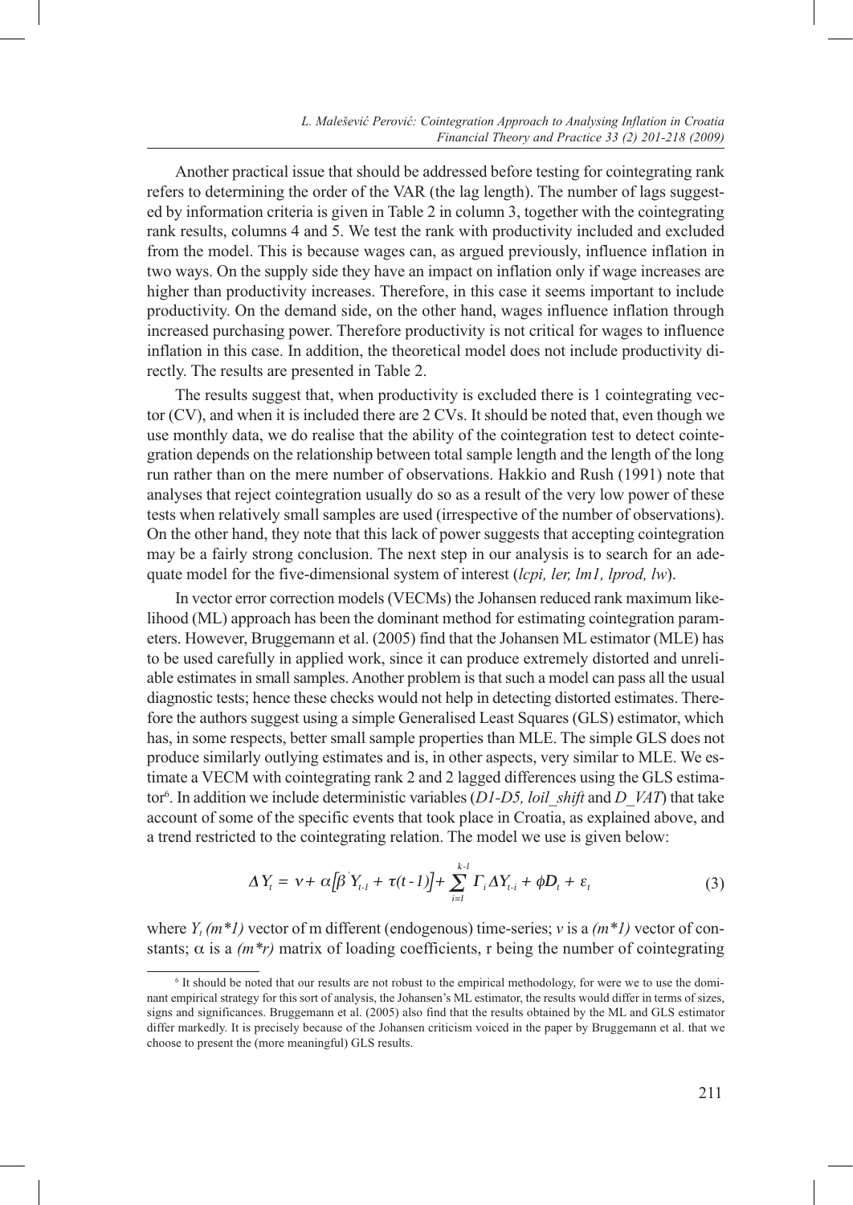Another practical issue that should be addressed before testing for cointegrating rank refers to determining the order of the VAR (the lag length). The number of lags suggested by information criteria is given in Table 2 in column 3, together with the cointegrating rank results, columns 4 and 5. We test the rank with productivity included and excluded from the model. This is because wages can, as argued previously, influence inflation in two ways. On the supply side they have an impact on inflation only if wage increases are higher than productivity increases. Therefore, in this case it seems important to include productivity. On the demand side, on the other hand, wages influence inflation through increased purchasing power. Therefore productivity is not critical for wages to influence inflation in this case. In addition, the theoretical model does not include productivity directly. The results are presented in Table 2.

The results suggest that, when productivity is excluded there is 1 cointegrating vector (CV), and when it is included there are 2 CVs. It should be noted that, even though we use monthly data, we do realise that the ability of the cointegration test to detect cointegration depends on the relationship between total sample length and the length of the long run rather than on the mere number of observations. Hakkio and Rush (1991) note that analyses that reject cointegration usually do so as a result of the very low power of these tests when relatively small samples are used (irrespective of the number of observations). On the other hand, they note that this lack of power suggests that accepting cointegration may be a fairly strong conclusion. The next step in our analysis is to search for an adequate model for the five-dimensional system of interest (*lcpi, ler, lm1, lprod, lw*).

In vector error correction models (VECMs) the Johansen reduced rank maximum likelihood (ML) approach has been the dominant method for estimating cointegration parameters. However, Bruggemann et al. (2005) find that the Johansen ML estimator (MLE) has to be used carefully in applied work, since it can produce extremely distorted and unreliable estimates in small samples. Another problem is that such a model can pass all the usual diagnostic tests; hence these checks would not help in detecting distorted estimates. Therefore the authors suggest using a simple Generalised Least Squares (GLS) estimator, which has, in some respects, better small sample properties than MLE. The simple GLS does not produce similarly outlying estimates and is, in other aspects, very similar to MLE. We estimate a VECM with cointegrating rank 2 and 2 lagged differences using the GLS estimator[6]. In addition we include deterministic variables (*D1-D5, loil_shift* and *D_VAT*) that take account of some of the specific events that took place in Croatia, as explained above, and a trend restricted to the cointegrating relation. The model we use is given below:

$$\Delta Y_t = \nu + \alpha\left[\beta' Y_{t-1} + \tau(t-1)\right] + \sum_{i=1}^{k-1} \Gamma_i \Delta Y_{t-i} + \phi D_t + \varepsilon_t \tag{3}$$

where $Y_t$ $(m*1)$ vector of m different (endogenous) time-series; $v$ is a $(m*1)$ vector of constants; $\alpha$ is a $(m*r)$ matrix of loading coefficients, r being the number of cointegrating

[6] It should be noted that our results are not robust to the empirical methodology, for were we to use the dominant empirical strategy for this sort of analysis, the Johansen's ML estimator, the results would differ in terms of sizes, signs and significances. Bruggemann et al. (2005) also find that the results obtained by the ML and GLS estimator differ markedly. It is precisely because of the Johansen criticism voiced in the paper by Bruggemann et al. that we choose to present the (more meaningful) GLS results.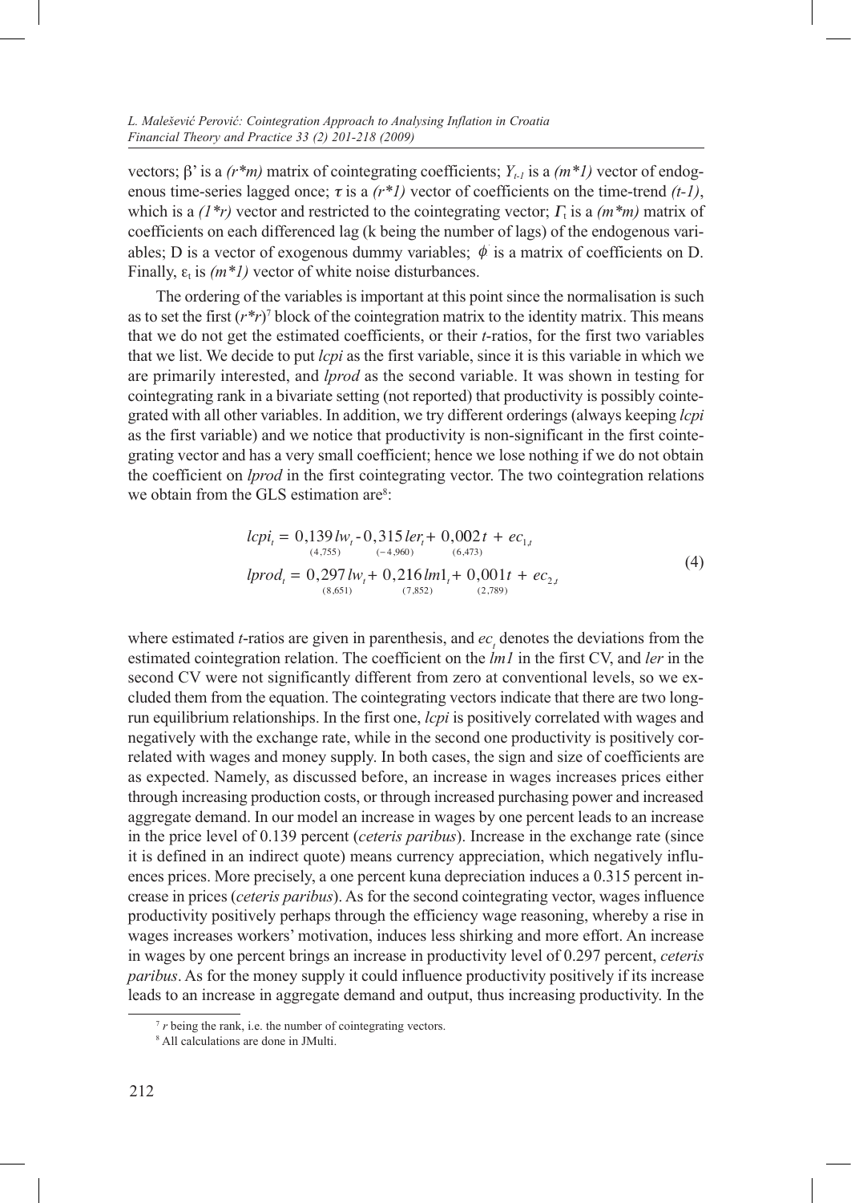vectors; $\beta'$ is a $(r*m)$ matrix of cointegrating coefficients; $Y_{t-1}$ is a $(m*1)$ vector of endogenous time-series lagged once; $\tau$ is a $(r*1)$ vector of coefficients on the time-trend $(t-1)$, which is a $(1*r)$ vector and restricted to the cointegrating vector; $\Gamma_t$ is a $(m*m)$ matrix of coefficients on each differenced lag (k being the number of lags) of the endogenous variables; D is a vector of exogenous dummy variables; $\phi$ is a matrix of coefficients on D. Finally, $\varepsilon_t$ is $(m*1)$ vector of white noise disturbances.

The ordering of the variables is important at this point since the normalisation is such as to set the first $(r*r)$[7] block of the cointegration matrix to the identity matrix. This means that we do not get the estimated coefficients, or their *t*-ratios, for the first two variables that we list. We decide to put *lcpi* as the first variable, since it is this variable in which we are primarily interested, and *lprod* as the second variable. It was shown in testing for cointegrating rank in a bivariate setting (not reported) that productivity is possibly cointegrated with all other variables. In addition, we try different orderings (always keeping *lcpi* as the first variable) and we notice that productivity is non-significant in the first cointegrating vector and has a very small coefficient; hence we lose nothing if we do not obtain the coefficient on *lprod* in the first cointegrating vector. The two cointegration relations we obtain from the GLS estimation are[8]:

$$
\begin{aligned}
lcpi_t &= \underset{(4{,}755)}{0{,}139}\, lw_t - \underset{(-4{,}960)}{0{,}315}\, ler_t + \underset{(6{,}473)}{0{,}002}\, t + ec_{1,t} \\
lprod_t &= \underset{(8{,}651)}{0{,}297}\, lw_t + \underset{(7{,}852)}{0{,}216}\, lm1_t + \underset{(2{,}789)}{0{,}001}\, t + ec_{2,t}
\end{aligned}
\tag{4}
$$

where estimated *t*-ratios are given in parenthesis, and $ec_t$ denotes the deviations from the estimated cointegration relation. The coefficient on the *lm1* in the first CV, and *ler* in the second CV were not significantly different from zero at conventional levels, so we excluded them from the equation. The cointegrating vectors indicate that there are two long-run equilibrium relationships. In the first one, *lcpi* is positively correlated with wages and negatively with the exchange rate, while in the second one productivity is positively correlated with wages and money supply. In both cases, the sign and size of coefficients are as expected. Namely, as discussed before, an increase in wages increases prices either through increasing production costs, or through increased purchasing power and increased aggregate demand. In our model an increase in wages by one percent leads to an increase in the price level of 0.139 percent (*ceteris paribus*). Increase in the exchange rate (since it is defined in an indirect quote) means currency appreciation, which negatively influences prices. More precisely, a one percent kuna depreciation induces a 0.315 percent increase in prices (*ceteris paribus*). As for the second cointegrating vector, wages influence productivity positively perhaps through the efficiency wage reasoning, whereby a rise in wages increases workers' motivation, induces less shirking and more effort. An increase in wages by one percent brings an increase in productivity level of 0.297 percent, *ceteris paribus*. As for the money supply it could influence productivity positively if its increase leads to an increase in aggregate demand and output, thus increasing productivity. In the

[7] *r* being the rank, i.e. the number of cointegrating vectors.

[8] All calculations are done in JMulti.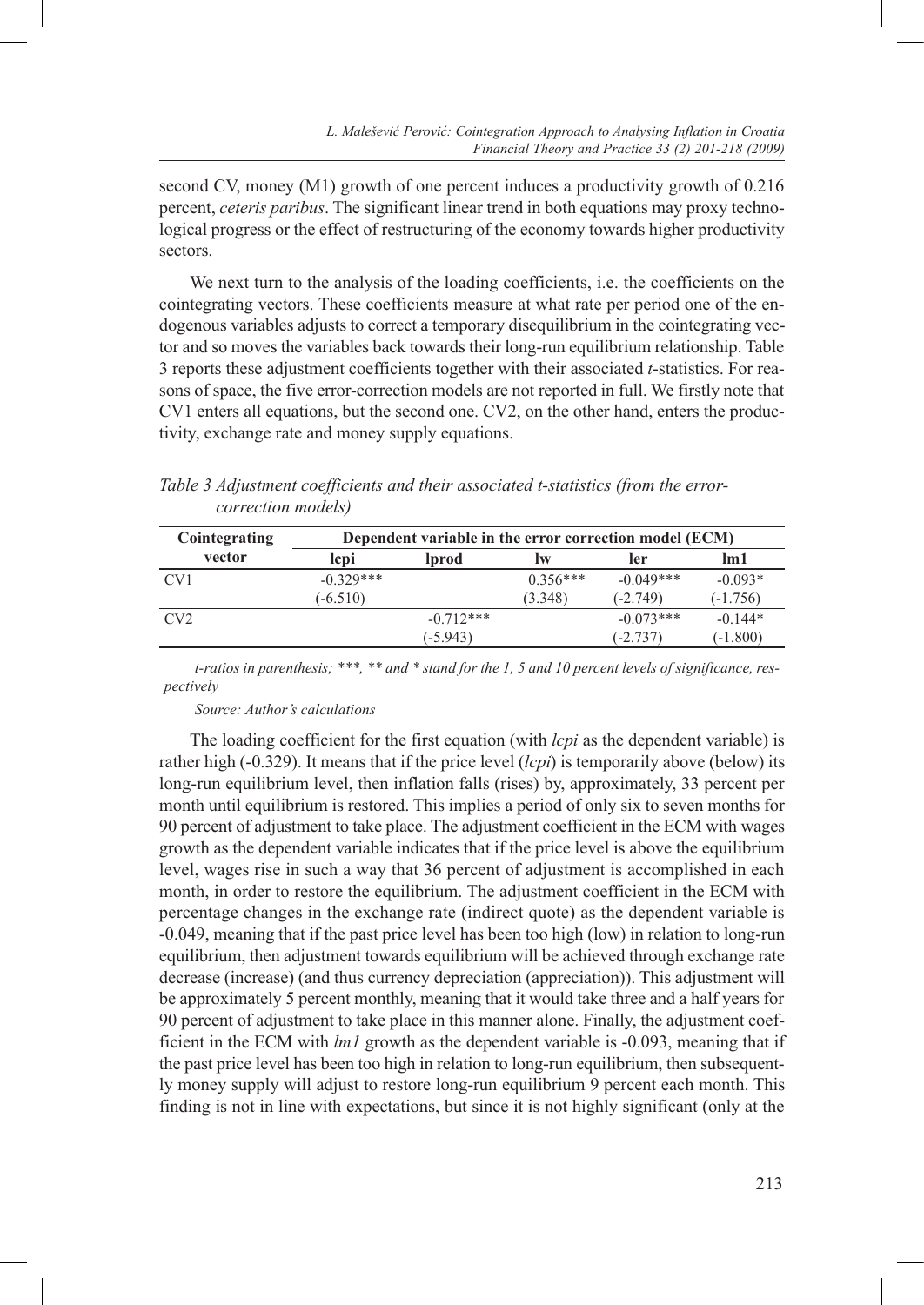second CV, money (M1) growth of one percent induces a productivity growth of 0.216 percent, *ceteris paribus*. The significant linear trend in both equations may proxy technological progress or the effect of restructuring of the economy towards higher productivity sectors.

We next turn to the analysis of the loading coefficients, i.e. the coefficients on the cointegrating vectors. These coefficients measure at what rate per period one of the endogenous variables adjusts to correct a temporary disequilibrium in the cointegrating vector and so moves the variables back towards their long-run equilibrium relationship. Table 3 reports these adjustment coefficients together with their associated *t*-statistics. For reasons of space, the five error-correction models are not reported in full. We firstly note that CV1 enters all equations, but the second one. CV2, on the other hand, enters the productivity, exchange rate and money supply equations.

*Table 3 Adjustment coefficients and their associated t-statistics (from the error-correction models)*

| Cointegrating vector | Dependent variable in the error correction model (ECM) | | | | |
|---|---|---|---|---|---|
| | lcpi | lprod | lw | ler | lm1 |
| CV1 | -0.329*** | | 0.356*** | -0.049*** | -0.093* |
| | (-6.510) | | (3.348) | (-2.749) | (-1.756) |
| CV2 | | -0.712*** | | -0.073*** | -0.144* |
| | | (-5.943) | | (-2.737) | (-1.800) |

*t-ratios in parenthesis; \*\*\*, \*\* and \* stand for the 1, 5 and 10 percent levels of significance, respectively*

*Source: Author's calculations*

The loading coefficient for the first equation (with *lcpi* as the dependent variable) is rather high (-0.329). It means that if the price level (*lcpi*) is temporarily above (below) its long-run equilibrium level, then inflation falls (rises) by, approximately, 33 percent per month until equilibrium is restored. This implies a period of only six to seven months for 90 percent of adjustment to take place. The adjustment coefficient in the ECM with wages growth as the dependent variable indicates that if the price level is above the equilibrium level, wages rise in such a way that 36 percent of adjustment is accomplished in each month, in order to restore the equilibrium. The adjustment coefficient in the ECM with percentage changes in the exchange rate (indirect quote) as the dependent variable is -0.049, meaning that if the past price level has been too high (low) in relation to long-run equilibrium, then adjustment towards equilibrium will be achieved through exchange rate decrease (increase) (and thus currency depreciation (appreciation)). This adjustment will be approximately 5 percent monthly, meaning that it would take three and a half years for 90 percent of adjustment to take place in this manner alone. Finally, the adjustment coefficient in the ECM with *lm1* growth as the dependent variable is -0.093, meaning that if the past price level has been too high in relation to long-run equilibrium, then subsequently money supply will adjust to restore long-run equilibrium 9 percent each month. This finding is not in line with expectations, but since it is not highly significant (only at the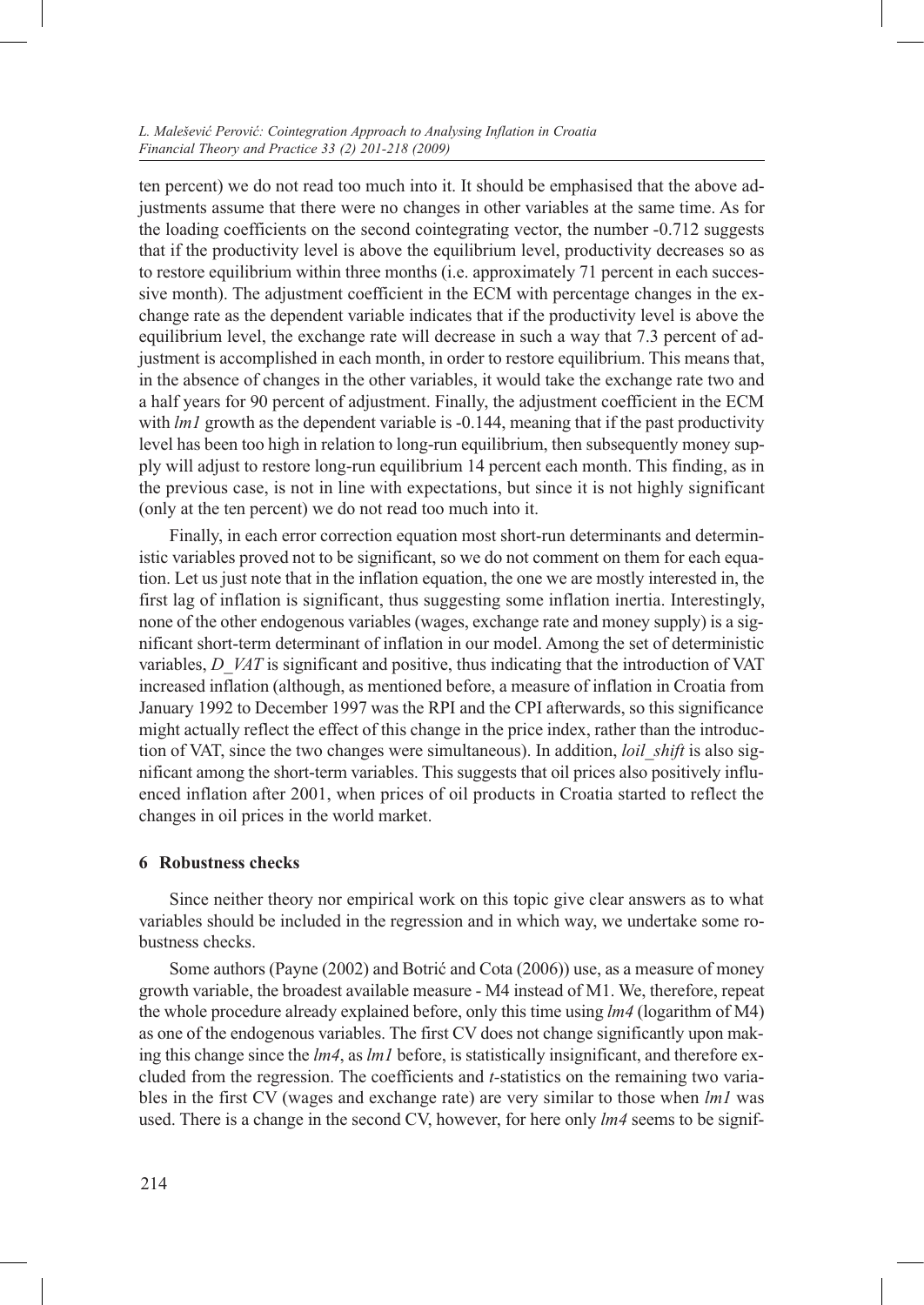ten percent) we do not read too much into it. It should be emphasised that the above adjustments assume that there were no changes in other variables at the same time. As for the loading coefficients on the second cointegrating vector, the number -0.712 suggests that if the productivity level is above the equilibrium level, productivity decreases so as to restore equilibrium within three months (i.e. approximately 71 percent in each successive month). The adjustment coefficient in the ECM with percentage changes in the exchange rate as the dependent variable indicates that if the productivity level is above the equilibrium level, the exchange rate will decrease in such a way that 7.3 percent of adjustment is accomplished in each month, in order to restore equilibrium. This means that, in the absence of changes in the other variables, it would take the exchange rate two and a half years for 90 percent of adjustment. Finally, the adjustment coefficient in the ECM with *lm1* growth as the dependent variable is -0.144, meaning that if the past productivity level has been too high in relation to long-run equilibrium, then subsequently money supply will adjust to restore long-run equilibrium 14 percent each month. This finding, as in the previous case, is not in line with expectations, but since it is not highly significant (only at the ten percent) we do not read too much into it.

Finally, in each error correction equation most short-run determinants and deterministic variables proved not to be significant, so we do not comment on them for each equation. Let us just note that in the inflation equation, the one we are mostly interested in, the first lag of inflation is significant, thus suggesting some inflation inertia. Interestingly, none of the other endogenous variables (wages, exchange rate and money supply) is a significant short-term determinant of inflation in our model. Among the set of deterministic variables, *D_VAT* is significant and positive, thus indicating that the introduction of VAT increased inflation (although, as mentioned before, a measure of inflation in Croatia from January 1992 to December 1997 was the RPI and the CPI afterwards, so this significance might actually reflect the effect of this change in the price index, rather than the introduction of VAT, since the two changes were simultaneous). In addition, *loil_shift* is also significant among the short-term variables. This suggests that oil prices also positively influenced inflation after 2001, when prices of oil products in Croatia started to reflect the changes in oil prices in the world market.

## 6 Robustness checks

Since neither theory nor empirical work on this topic give clear answers as to what variables should be included in the regression and in which way, we undertake some robustness checks.

Some authors (Payne (2002) and Botrić and Cota (2006)) use, as a measure of money growth variable, the broadest available measure - M4 instead of M1. We, therefore, repeat the whole procedure already explained before, only this time using *lm4* (logarithm of M4) as one of the endogenous variables. The first CV does not change significantly upon making this change since the *lm4*, as *lm1* before, is statistically insignificant, and therefore excluded from the regression. The coefficients and *t*-statistics on the remaining two variables in the first CV (wages and exchange rate) are very similar to those when *lm1* was used. There is a change in the second CV, however, for here only *lm4* seems to be signif-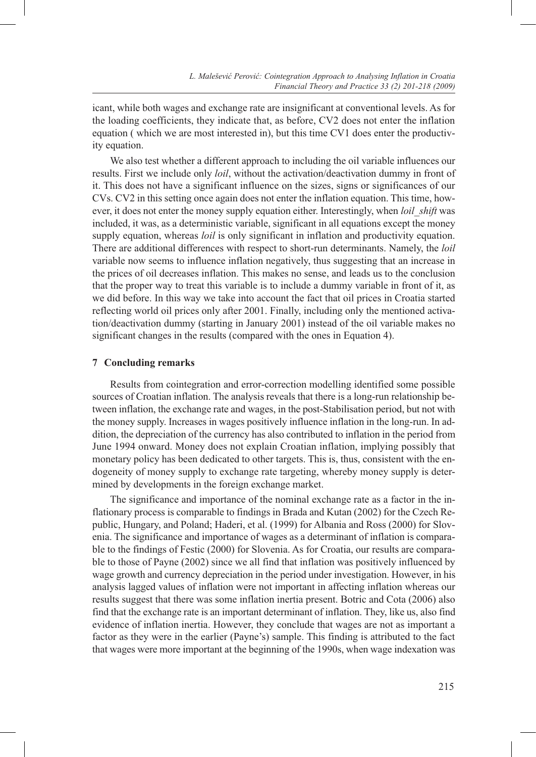icant, while both wages and exchange rate are insignificant at conventional levels. As for the loading coefficients, they indicate that, as before, CV2 does not enter the inflation equation ( which we are most interested in), but this time CV1 does enter the productivity equation.

We also test whether a different approach to including the oil variable influences our results. First we include only *loil*, without the activation/deactivation dummy in front of it. This does not have a significant influence on the sizes, signs or significances of our CVs. CV2 in this setting once again does not enter the inflation equation. This time, however, it does not enter the money supply equation either. Interestingly, when *loil_shift* was included, it was, as a deterministic variable, significant in all equations except the money supply equation, whereas *loil* is only significant in inflation and productivity equation. There are additional differences with respect to short-run determinants. Namely, the *loil* variable now seems to influence inflation negatively, thus suggesting that an increase in the prices of oil decreases inflation. This makes no sense, and leads us to the conclusion that the proper way to treat this variable is to include a dummy variable in front of it, as we did before. In this way we take into account the fact that oil prices in Croatia started reflecting world oil prices only after 2001. Finally, including only the mentioned activation/deactivation dummy (starting in January 2001) instead of the oil variable makes no significant changes in the results (compared with the ones in Equation 4).

## 7 Concluding remarks

Results from cointegration and error-correction modelling identified some possible sources of Croatian inflation. The analysis reveals that there is a long-run relationship between inflation, the exchange rate and wages, in the post-Stabilisation period, but not with the money supply. Increases in wages positively influence inflation in the long-run. In addition, the depreciation of the currency has also contributed to inflation in the period from June 1994 onward. Money does not explain Croatian inflation, implying possibly that monetary policy has been dedicated to other targets. This is, thus, consistent with the endogeneity of money supply to exchange rate targeting, whereby money supply is determined by developments in the foreign exchange market.

The significance and importance of the nominal exchange rate as a factor in the inflationary process is comparable to findings in Brada and Kutan (2002) for the Czech Republic, Hungary, and Poland; Haderi, et al. (1999) for Albania and Ross (2000) for Slovenia. The significance and importance of wages as a determinant of inflation is comparable to the findings of Festic (2000) for Slovenia. As for Croatia, our results are comparable to those of Payne (2002) since we all find that inflation was positively influenced by wage growth and currency depreciation in the period under investigation. However, in his analysis lagged values of inflation were not important in affecting inflation whereas our results suggest that there was some inflation inertia present. Botric and Cota (2006) also find that the exchange rate is an important determinant of inflation. They, like us, also find evidence of inflation inertia. However, they conclude that wages are not as important a factor as they were in the earlier (Payne's) sample. This finding is attributed to the fact that wages were more important at the beginning of the 1990s, when wage indexation was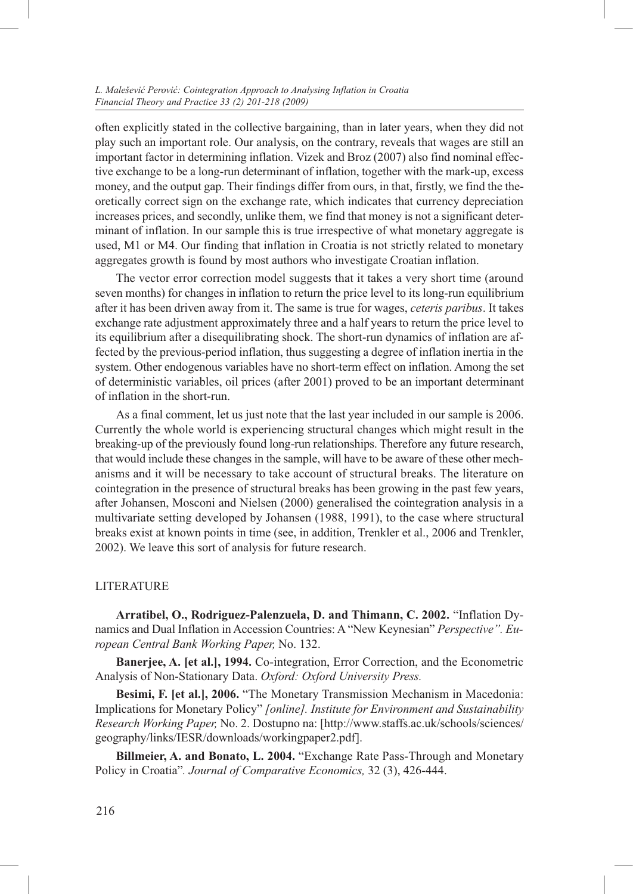often explicitly stated in the collective bargaining, than in later years, when they did not play such an important role. Our analysis, on the contrary, reveals that wages are still an important factor in determining inflation. Vizek and Broz (2007) also find nominal effective exchange to be a long-run determinant of inflation, together with the mark-up, excess money, and the output gap. Their findings differ from ours, in that, firstly, we find the theoretically correct sign on the exchange rate, which indicates that currency depreciation increases prices, and secondly, unlike them, we find that money is not a significant determinant of inflation. In our sample this is true irrespective of what monetary aggregate is used, M1 or M4. Our finding that inflation in Croatia is not strictly related to monetary aggregates growth is found by most authors who investigate Croatian inflation.

The vector error correction model suggests that it takes a very short time (around seven months) for changes in inflation to return the price level to its long-run equilibrium after it has been driven away from it. The same is true for wages, *ceteris paribus*. It takes exchange rate adjustment approximately three and a half years to return the price level to its equilibrium after a disequilibrating shock. The short-run dynamics of inflation are affected by the previous-period inflation, thus suggesting a degree of inflation inertia in the system. Other endogenous variables have no short-term effect on inflation. Among the set of deterministic variables, oil prices (after 2001) proved to be an important determinant of inflation in the short-run.

As a final comment, let us just note that the last year included in our sample is 2006. Currently the whole world is experiencing structural changes which might result in the breaking-up of the previously found long-run relationships. Therefore any future research, that would include these changes in the sample, will have to be aware of these other mechanisms and it will be necessary to take account of structural breaks. The literature on cointegration in the presence of structural breaks has been growing in the past few years, after Johansen, Mosconi and Nielsen (2000) generalised the cointegration analysis in a multivariate setting developed by Johansen (1988, 1991), to the case where structural breaks exist at known points in time (see, in addition, Trenkler et al., 2006 and Trenkler, 2002). We leave this sort of analysis for future research.

## LITERATURE

**Arratibel, O., Rodriguez-Palenzuela, D. and Thimann, C. 2002.** "Inflation Dynamics and Dual Inflation in Accession Countries: A "New Keynesian" *Perspective". European Central Bank Working Paper,* No. 132.

**Banerjee, A. [et al.], 1994.** Co-integration, Error Correction, and the Econometric Analysis of Non-Stationary Data. *Oxford: Oxford University Press.*

**Besimi, F. [et al.], 2006.** "The Monetary Transmission Mechanism in Macedonia: Implications for Monetary Policy" *[online]. Institute for Environment and Sustainability Research Working Paper,* No. 2. Dostupno na: [http://www.staffs.ac.uk/schools/sciences/geography/links/IESR/downloads/workingpaper2.pdf].

**Billmeier, A. and Bonato, L. 2004.** "Exchange Rate Pass-Through and Monetary Policy in Croatia". *Journal of Comparative Economics,* 32 (3), 426-444.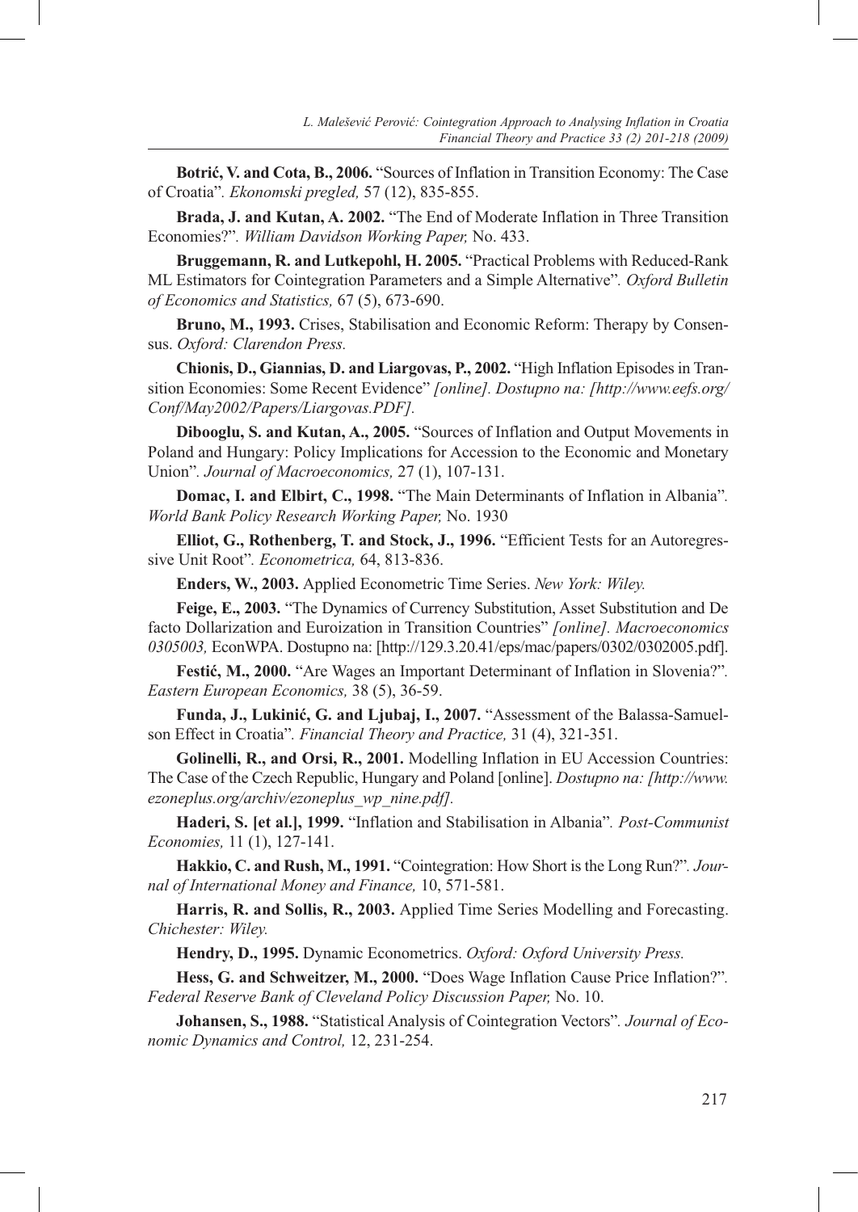**Botrić, V. and Cota, B., 2006.** "Sources of Inflation in Transition Economy: The Case of Croatia". *Ekonomski pregled,* 57 (12), 835-855.

**Brada, J. and Kutan, A. 2002.** "The End of Moderate Inflation in Three Transition Economies?". *William Davidson Working Paper,* No. 433.

**Bruggemann, R. and Lutkepohl, H. 2005.** "Practical Problems with Reduced-Rank ML Estimators for Cointegration Parameters and a Simple Alternative". *Oxford Bulletin of Economics and Statistics,* 67 (5), 673-690.

**Bruno, M., 1993.** Crises, Stabilisation and Economic Reform: Therapy by Consensus. *Oxford: Clarendon Press.*

**Chionis, D., Giannias, D. and Liargovas, P., 2002.** "High Inflation Episodes in Transition Economies: Some Recent Evidence" *[online]. Dostupno na: [http://www.eefs.org/Conf/May2002/Papers/Liargovas.PDF].*

**Dibooglu, S. and Kutan, A., 2005.** "Sources of Inflation and Output Movements in Poland and Hungary: Policy Implications for Accession to the Economic and Monetary Union". *Journal of Macroeconomics,* 27 (1), 107-131.

**Domac, I. and Elbirt, C., 1998.** "The Main Determinants of Inflation in Albania". *World Bank Policy Research Working Paper,* No. 1930

**Elliot, G., Rothenberg, T. and Stock, J., 1996.** "Efficient Tests for an Autoregressive Unit Root". *Econometrica,* 64, 813-836.

**Enders, W., 2003.** Applied Econometric Time Series. *New York: Wiley.*

**Feige, E., 2003.** "The Dynamics of Currency Substitution, Asset Substitution and De facto Dollarization and Euroization in Transition Countries" *[online]. Macroeconomics 0305003,* EconWPA. Dostupno na: [http://129.3.20.41/eps/mac/papers/0302/0302005.pdf].

**Festić, M., 2000.** "Are Wages an Important Determinant of Inflation in Slovenia?". *Eastern European Economics,* 38 (5), 36-59.

**Funda, J., Lukinić, G. and Ljubaj, I., 2007.** "Assessment of the Balassa-Samuelson Effect in Croatia". *Financial Theory and Practice,* 31 (4), 321-351.

**Golinelli, R., and Orsi, R., 2001.** Modelling Inflation in EU Accession Countries: The Case of the Czech Republic, Hungary and Poland [online]. *Dostupno na: [http://www.ezoneplus.org/archiv/ezoneplus_wp_nine.pdf].*

**Haderi, S. [et al.], 1999.** "Inflation and Stabilisation in Albania". *Post-Communist Economies,* 11 (1), 127-141.

**Hakkio, C. and Rush, M., 1991.** "Cointegration: How Short is the Long Run?". *Journal of International Money and Finance,* 10, 571-581.

**Harris, R. and Sollis, R., 2003.** Applied Time Series Modelling and Forecasting. *Chichester: Wiley.*

**Hendry, D., 1995.** Dynamic Econometrics. *Oxford: Oxford University Press.*

**Hess, G. and Schweitzer, M., 2000.** "Does Wage Inflation Cause Price Inflation?". *Federal Reserve Bank of Cleveland Policy Discussion Paper,* No. 10.

**Johansen, S., 1988.** "Statistical Analysis of Cointegration Vectors". *Journal of Economic Dynamics and Control,* 12, 231-254.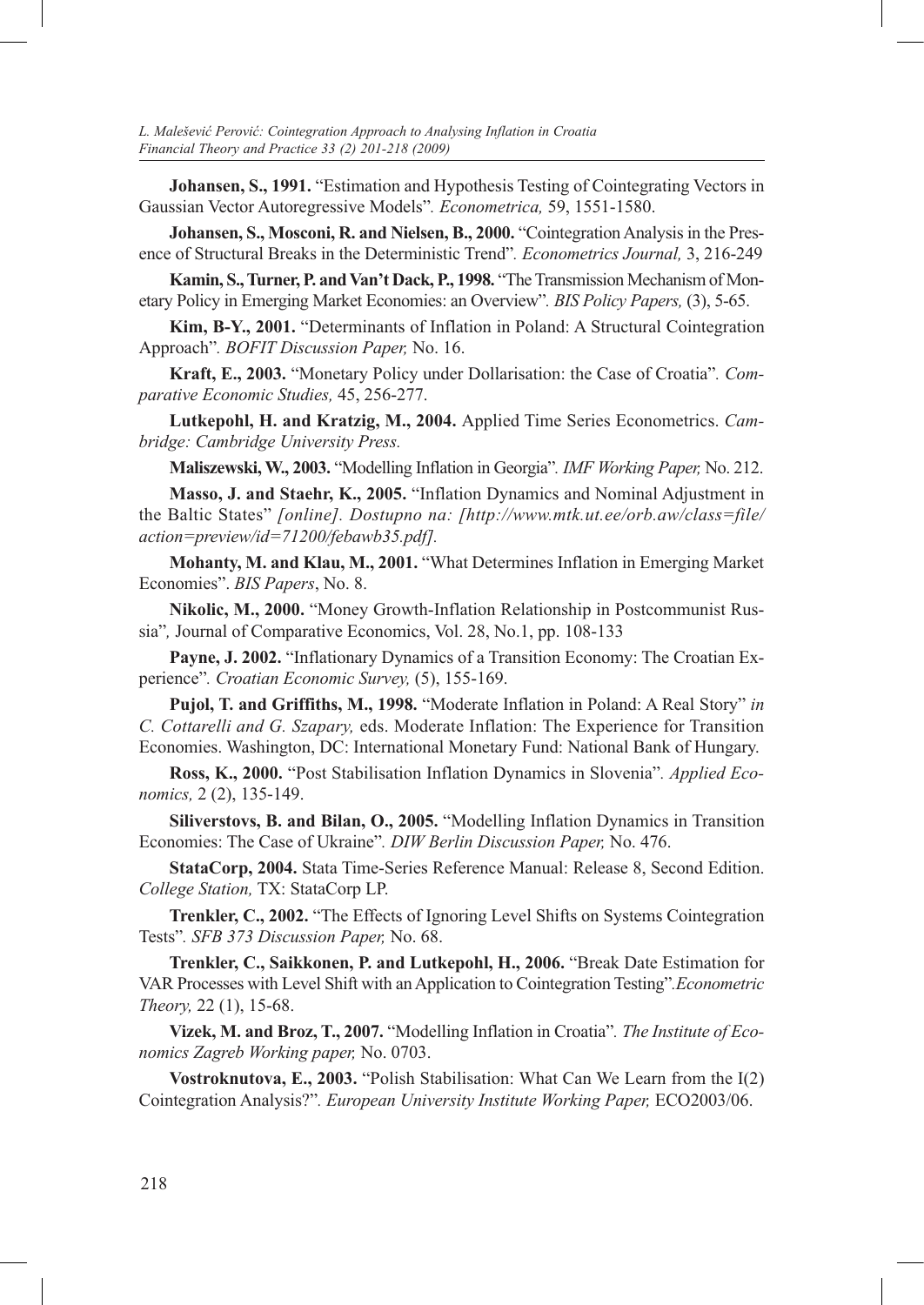**Johansen, S., 1991.** "Estimation and Hypothesis Testing of Cointegrating Vectors in Gaussian Vector Autoregressive Models"*. Econometrica,* 59, 1551-1580.

**Johansen, S., Mosconi, R. and Nielsen, B., 2000.** "Cointegration Analysis in the Presence of Structural Breaks in the Deterministic Trend"*. Econometrics Journal,* 3, 216-249

**Kamin, S., Turner, P. and Van't Dack, P., 1998.** "The Transmission Mechanism of Monetary Policy in Emerging Market Economies: an Overview"*. BIS Policy Papers,* (3), 5-65.

**Kim, B-Y., 2001.** "Determinants of Inflation in Poland: A Structural Cointegration Approach"*. BOFIT Discussion Paper,* No. 16.

**Kraft, E., 2003.** "Monetary Policy under Dollarisation: the Case of Croatia"*. Comparative Economic Studies,* 45, 256-277.

**Lutkepohl, H. and Kratzig, M., 2004.** Applied Time Series Econometrics. *Cambridge: Cambridge University Press.*

**Maliszewski, W., 2003.** "Modelling Inflation in Georgia"*. IMF Working Paper,* No. 212.

**Masso, J. and Staehr, K., 2005.** "Inflation Dynamics and Nominal Adjustment in the Baltic States" *[online]. Dostupno na: [http://www.mtk.ut.ee/orb.aw/class=file/action=preview/id=71200/febawb35.pdf].*

**Mohanty, M. and Klau, M., 2001.** "What Determines Inflation in Emerging Market Economies". *BIS Papers*, No. 8.

**Nikolic, M., 2000.** "Money Growth-Inflation Relationship in Postcommunist Russia"*,* Journal of Comparative Economics, Vol. 28, No.1, pp. 108-133

**Payne, J. 2002.** "Inflationary Dynamics of a Transition Economy: The Croatian Experience"*. Croatian Economic Survey,* (5), 155-169.

**Pujol, T. and Griffiths, M., 1998.** "Moderate Inflation in Poland: A Real Story" *in C. Cottarelli and G. Szapary,* eds. Moderate Inflation: The Experience for Transition Economies. Washington, DC: International Monetary Fund: National Bank of Hungary.

**Ross, K., 2000.** "Post Stabilisation Inflation Dynamics in Slovenia"*. Applied Economics,* 2 (2), 135-149.

**Siliverstovs, B. and Bilan, O., 2005.** "Modelling Inflation Dynamics in Transition Economies: The Case of Ukraine"*. DIW Berlin Discussion Paper,* No. 476.

**StataCorp, 2004.** Stata Time-Series Reference Manual: Release 8, Second Edition. *College Station,* TX: StataCorp LP.

**Trenkler, C., 2002.** "The Effects of Ignoring Level Shifts on Systems Cointegration Tests"*. SFB 373 Discussion Paper,* No. 68.

**Trenkler, C., Saikkonen, P. and Lutkepohl, H., 2006.** "Break Date Estimation for VAR Processes with Level Shift with an Application to Cointegration Testing"*.Econometric Theory,* 22 (1), 15-68.

**Vizek, M. and Broz, T., 2007.** "Modelling Inflation in Croatia"*. The Institute of Economics Zagreb Working paper,* No. 0703.

**Vostroknutova, E., 2003.** "Polish Stabilisation: What Can We Learn from the I(2) Cointegration Analysis?"*. European University Institute Working Paper,* ECO2003/06.